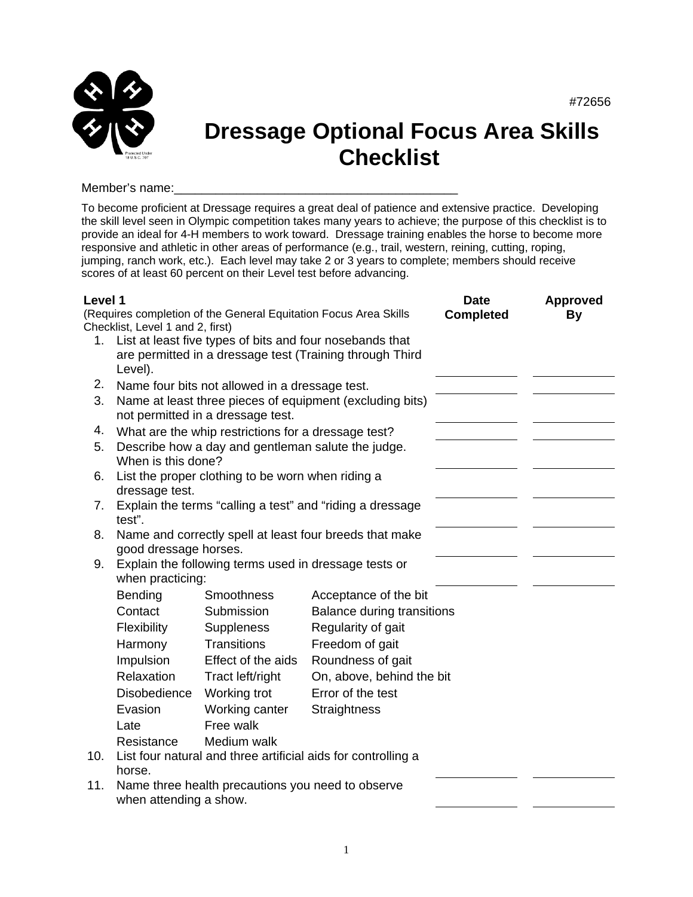#72656

# Dressage Optional Focus Area Skills Checklist

Member's name:_______________________________________

To become proficient at Dressage requires a great deal of patience and extensive practice. Developing the skill level seen in Olympic competition takes many years to achieve; the purpose of this checklist is to provide an ideal for 4-H members to work toward. Dressage training enables the horse to become more responsive and athletic in other areas of performance (e.g., trail, western, reining, cutting, roping, jumping, ranch work, etc.). Each level may take 2 or 3 years to complete; members should receive scores of at least 60 percent on their Level test before advancing.

| **Level 1**<br>(Requires completion of the General Equitation Focus Area Skills Checklist, Level 1 and 2, first) | **Date Completed** | **Approved By** |
|---|---|---|
| 1. List at least five types of bits and four nosebands that are permitted in a dressage test (Training through Third Level). | | |
| 2. Name four bits not allowed in a dressage test. | | |
| 3. Name at least three pieces of equipment (excluding bits) not permitted in a dressage test. | | |
| 4. What are the whip restrictions for a dressage test? | | |
| 5. Describe how a day and gentleman salute the judge. When is this done? | | |
| 6. List the proper clothing to be worn when riding a dressage test. | | |
| 7. Explain the terms "calling a test" and "riding a dressage test". | | |
| 8. Name and correctly spell at least four breeds that make good dressage horses. | | |
| 9. Explain the following terms used in dressage tests or when practicing: | | |

| | | |
|---|---|---|
| Bending | Smoothness | Acceptance of the bit |
| Contact | Submission | Balance during transitions |
| Flexibility | Suppleness | Regularity of gait |
| Harmony | Transitions | Freedom of gait |
| Impulsion | Effect of the aids | Roundness of gait |
| Relaxation | Tract left/right | On, above, behind the bit |
| Disobedience | Working trot | Error of the test |
| Evasion | Working canter | Straightness |
| Late | Free walk | |
| Resistance | Medium walk | |

| | **Date Completed** | **Approved By** |
|---|---|---|
| 10. List four natural and three artificial aids for controlling a horse. | | |
| 11. Name three health precautions you need to observe when attending a show. | | |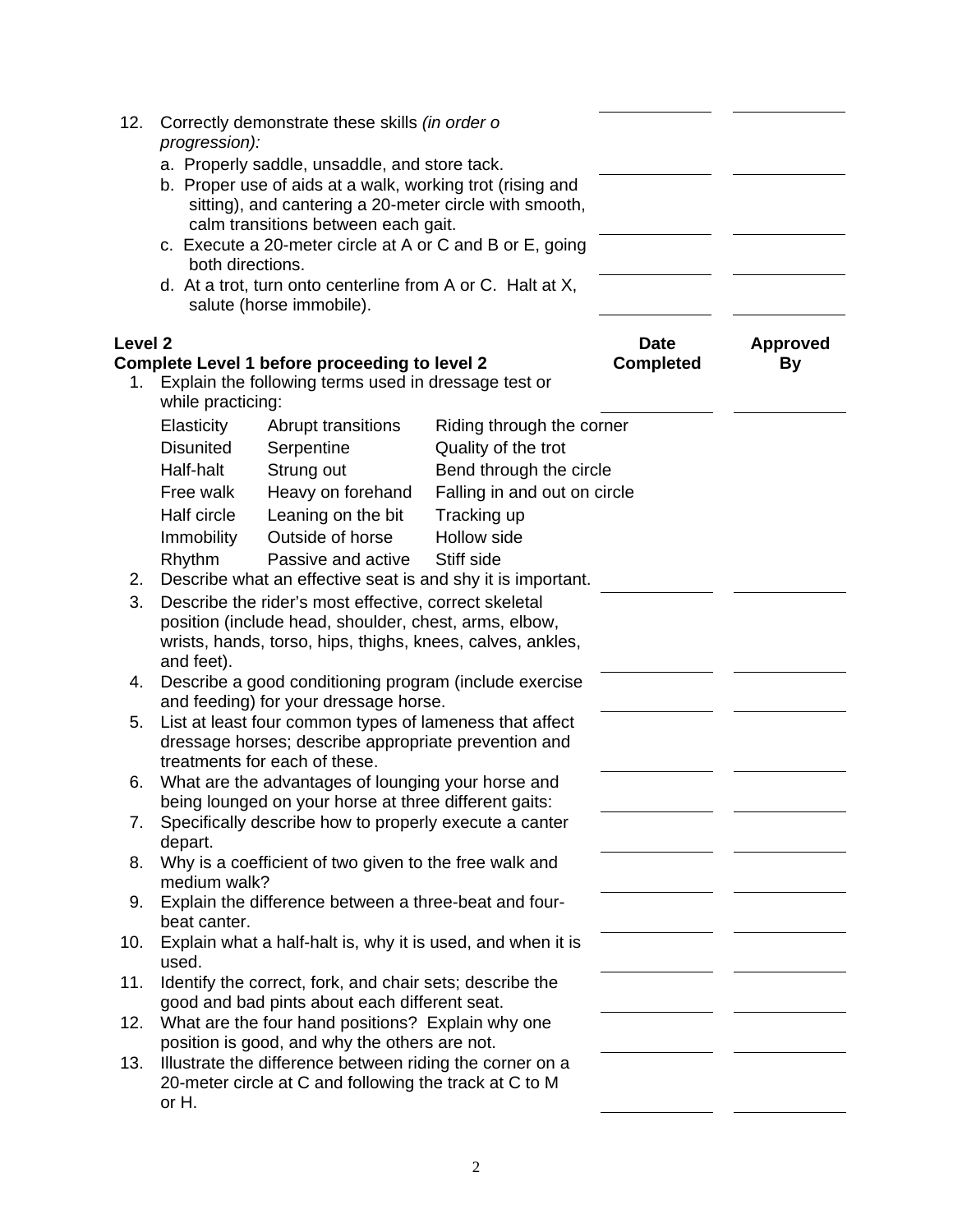12. Correctly demonstrate these skills *(in order o progression):*
    a. Properly saddle, unsaddle, and store tack.
    b. Proper use of aids at a walk, working trot (rising and sitting), and cantering a 20-meter circle with smooth, calm transitions between each gait.
    c. Execute a 20-meter circle at A or C and B or E, going both directions.
    d. At a trot, turn onto centerline from A or C. Halt at X, salute (horse immobile).

**Level 2** | **Date Completed** | **Approved By**

**Complete Level 1 before proceeding to level 2**

1. Explain the following terms used in dressage test or while practicing:

| | | |
|---|---|---|
| Elasticity | Abrupt transitions | Riding through the corner |
| Disunited | Serpentine | Quality of the trot |
| Half-halt | Strung out | Bend through the circle |
| Free walk | Heavy on forehand | Falling in and out on circle |
| Half circle | Leaning on the bit | Tracking up |
| Immobility | Outside of horse | Hollow side |
| Rhythm | Passive and active | Stiff side |

2. Describe what an effective seat is and shy it is important.
3. Describe the rider's most effective, correct skeletal position (include head, shoulder, chest, arms, elbow, wrists, hands, torso, hips, thighs, knees, calves, ankles, and feet).
4. Describe a good conditioning program (include exercise and feeding) for your dressage horse.
5. List at least four common types of lameness that affect dressage horses; describe appropriate prevention and treatments for each of these.
6. What are the advantages of lounging your horse and being lounged on your horse at three different gaits:
7. Specifically describe how to properly execute a canter depart.
8. Why is a coefficient of two given to the free walk and medium walk?
9. Explain the difference between a three-beat and four-beat canter.
10. Explain what a half-halt is, why it is used, and when it is used.
11. Identify the correct, fork, and chair sets; describe the good and bad pints about each different seat.
12. What are the four hand positions? Explain why one position is good, and why the others are not.
13. Illustrate the difference between riding the corner on a 20-meter circle at C and following the track at C to M or H.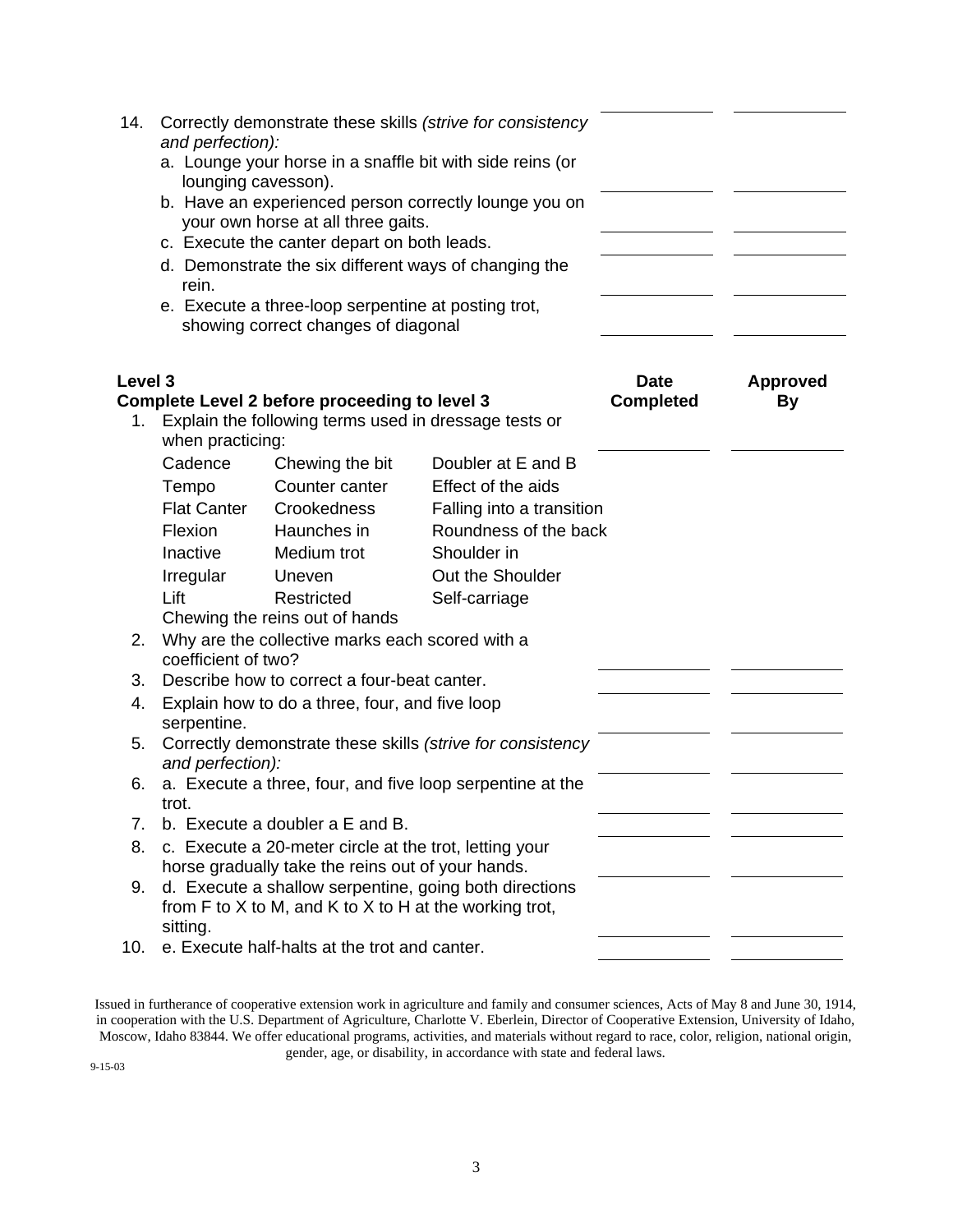14. Correctly demonstrate these skills *(strive for consistency and perfection):*
    a. Lounge your horse in a snaffle bit with side reins (or lounging cavesson).
    b. Have an experienced person correctly lounge you on your own horse at all three gaits.
    c. Execute the canter depart on both leads.
    d. Demonstrate the six different ways of changing the rein.
    e. Execute a three-loop serpentine at posting trot, showing correct changes of diagonal

| **Level 3**<br>**Complete Level 2 before proceeding to level 3** | **Date Completed** | **Approved By** |
|---|---|---|
| 1. Explain the following terms used in dressage tests or when practicing: | | |
| 2. Why are the collective marks each scored with a coefficient of two? | | |
| 3. Describe how to correct a four-beat canter. | | |
| 4. Explain how to do a three, four, and five loop serpentine. | | |
| 5. Correctly demonstrate these skills *(strive for consistency and perfection):* | | |
| 6. a. Execute a three, four, and five loop serpentine at the trot. | | |
| 7. b. Execute a doubler a E and B. | | |
| 8. c. Execute a 20-meter circle at the trot, letting your horse gradually take the reins out of your hands. | | |
| 9. d. Execute a shallow serpentine, going both directions from F to X to M, and K to X to H at the working trot, sitting. | | |
| 10. e. Execute half-halts at the trot and canter. | | |

Terms for item 1:

| | | |
|---|---|---|
| Cadence | Chewing the bit | Doubler at E and B |
| Tempo | Counter canter | Effect of the aids |
| Flat Canter | Crookedness | Falling into a transition |
| Flexion | Haunches in | Roundness of the back |
| Inactive | Medium trot | Shoulder in |
| Irregular | Uneven | Out the Shoulder |
| Lift | Restricted | Self-carriage |
| Chewing the reins out of hands | | |

Issued in furtherance of cooperative extension work in agriculture and family and consumer sciences, Acts of May 8 and June 30, 1914, in cooperation with the U.S. Department of Agriculture, Charlotte V. Eberlein, Director of Cooperative Extension, University of Idaho, Moscow, Idaho 83844. We offer educational programs, activities, and materials without regard to race, color, religion, national origin, gender, age, or disability, in accordance with state and federal laws.

9-15-03